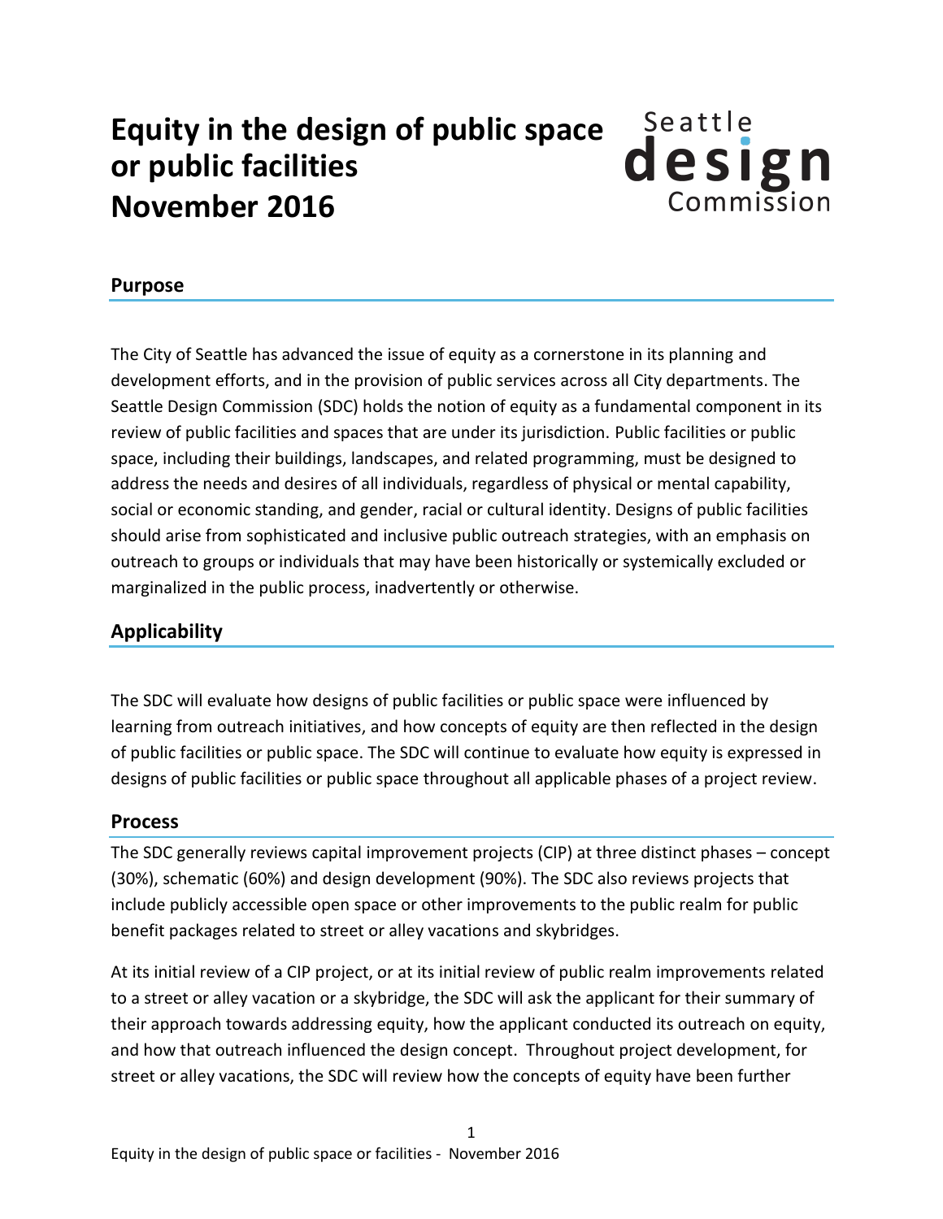# Equity in the design of public space or public facilities November 2016

Seattle design Commission

## Purpose

The City of Seattle has advanced the issue of equity as a cornerstone in its planning and development efforts, and in the provision of public services across all City departments. The Seattle Design Commission (SDC) holds the notion of equity as a fundamental component in its review of public facilities and spaces that are under its jurisdiction. Public facilities or public space, including their buildings, landscapes, and related programming, must be designed to address the needs and desires of all individuals, regardless of physical or mental capability, social or economic standing, and gender, racial or cultural identity. Designs of public facilities should arise from sophisticated and inclusive public outreach strategies, with an emphasis on outreach to groups or individuals that may have been historically or systemically excluded or marginalized in the public process, inadvertently or otherwise.

## Applicability

The SDC will evaluate how designs of public facilities or public space were influenced by learning from outreach initiatives, and how concepts of equity are then reflected in the design of public facilities or public space. The SDC will continue to evaluate how equity is expressed in designs of public facilities or public space throughout all applicable phases of a project review.

## Process

The SDC generally reviews capital improvement projects (CIP) at three distinct phases – concept (30%), schematic (60%) and design development (90%). The SDC also reviews projects that include publicly accessible open space or other improvements to the public realm for public benefit packages related to street or alley vacations and skybridges.

At its initial review of a CIP project, or at its initial review of public realm improvements related to a street or alley vacation or a skybridge, the SDC will ask the applicant for their summary of their approach towards addressing equity, how the applicant conducted its outreach on equity, and how that outreach influenced the design concept. Throughout project development, for street or alley vacations, the SDC will review how the concepts of equity have been further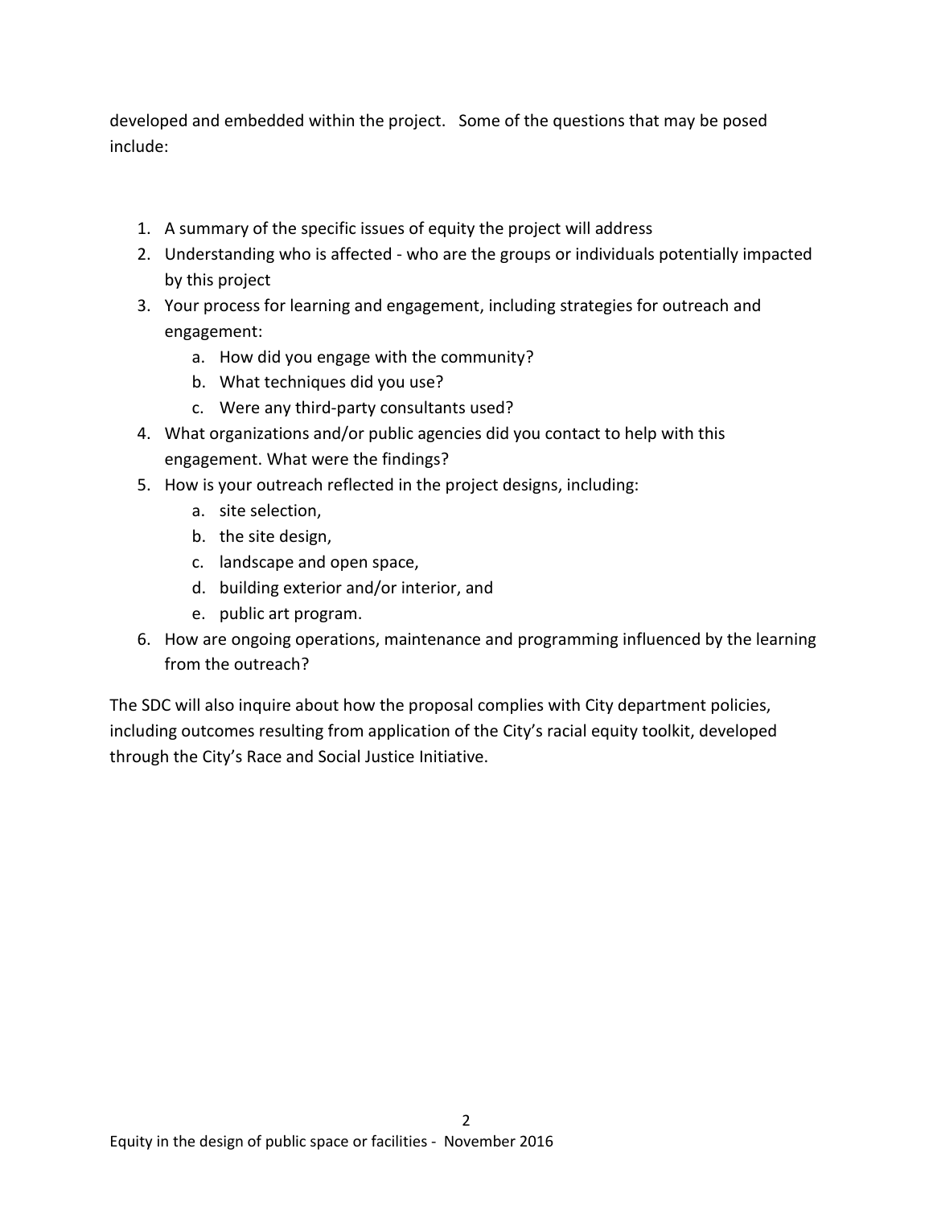developed and embedded within the project. Some of the questions that may be posed include:

1. A summary of the specific issues of equity the project will address
2. Understanding who is affected - who are the groups or individuals potentially impacted by this project
3. Your process for learning and engagement, including strategies for outreach and engagement:
    a. How did you engage with the community?
    b. What techniques did you use?
    c. Were any third-party consultants used?
4. What organizations and/or public agencies did you contact to help with this engagement. What were the findings?
5. How is your outreach reflected in the project designs, including:
    a. site selection,
    b. the site design,
    c. landscape and open space,
    d. building exterior and/or interior, and
    e. public art program.
6. How are ongoing operations, maintenance and programming influenced by the learning from the outreach?

The SDC will also inquire about how the proposal complies with City department policies, including outcomes resulting from application of the City's racial equity toolkit, developed through the City's Race and Social Justice Initiative.